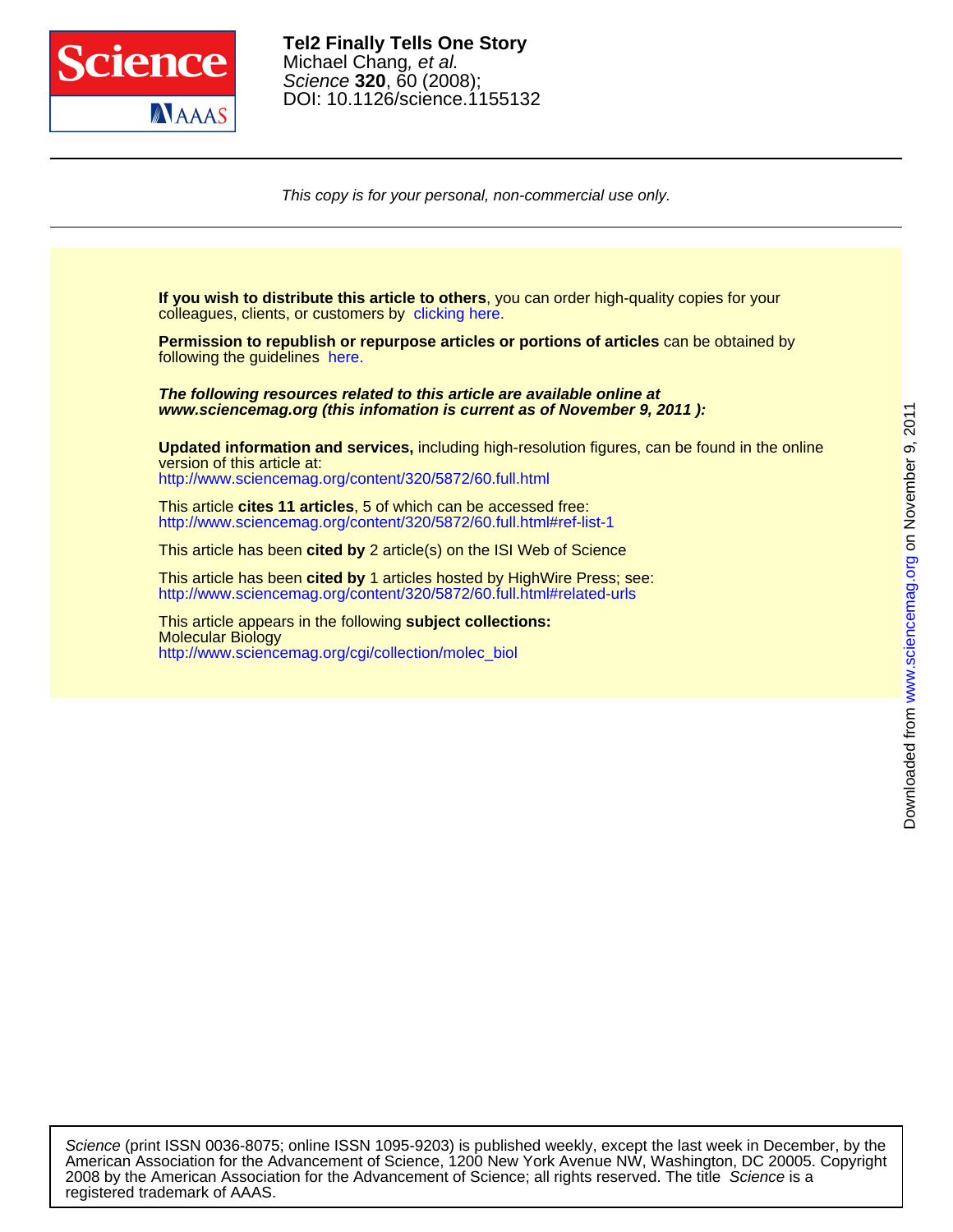**Tel2 Finally Tells One Story**
Michael Chang*, et al.*
*Science* **320**, 60 (2008);
DOI: 10.1126/science.1155132

*This copy is for your personal, non-commercial use only.*

**If you wish to distribute this article to others**, you can order high-quality copies for your colleagues, clients, or customers by clicking here.

**Permission to republish or repurpose articles or portions of articles** can be obtained by following the guidelines here.

***The following resources related to this article are available online at www.sciencemag.org (this infomation is current as of November 9, 2011 ):***

**Updated information and services,** including high-resolution figures, can be found in the online version of this article at:
http://www.sciencemag.org/content/320/5872/60.full.html

This article **cites 11 articles**, 5 of which can be accessed free:
http://www.sciencemag.org/content/320/5872/60.full.html#ref-list-1

This article has been **cited by** 2 article(s) on the ISI Web of Science

This article has been **cited by** 1 articles hosted by HighWire Press; see:
http://www.sciencemag.org/content/320/5872/60.full.html#related-urls

This article appears in the following **subject collections:**
Molecular Biology
http://www.sciencemag.org/cgi/collection/molec_biol

*Science* (print ISSN 0036-8075; online ISSN 1095-9203) is published weekly, except the last week in December, by the American Association for the Advancement of Science, 1200 New York Avenue NW, Washington, DC 20005. Copyright 2008 by the American Association for the Advancement of Science; all rights reserved. The title *Science* is a registered trademark of AAAS.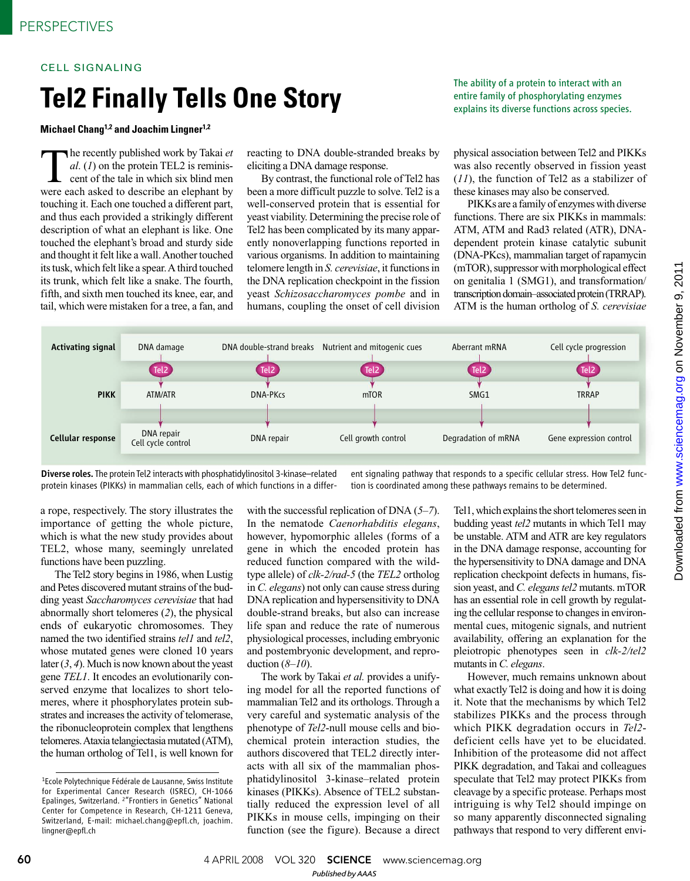PERSPECTIVES

CELL SIGNALING

# Tel2 Finally Tells One Story

The ability of a protein to interact with an entire family of phosphorylating enzymes explains its diverse functions across species.

**Michael Chang[1,2] and Joachim Lingner[1,2]**

The recently published work by Takai *et al.* (*1*) on the protein TEL2 is reminiscent of the tale in which six blind men were each asked to describe an elephant by touching it. Each one touched a different part, and thus each provided a strikingly different description of what an elephant is like. One touched the elephant's broad and sturdy side and thought it felt like a wall. Another touched its tusk, which felt like a spear. A third touched its trunk, which felt like a snake. The fourth, fifth, and sixth men touched its knee, ear, and tail, which were mistaken for a tree, a fan, and a rope, respectively. The story illustrates the importance of getting the whole picture, which is what the new study provides about TEL2, whose many, seemingly unrelated functions have been puzzling.

The Tel2 story begins in 1986, when Lustig and Petes discovered mutant strains of the budding yeast *Saccharomyces cerevisiae* that had abnormally short telomeres (*2*), the physical ends of eukaryotic chromosomes. They named the two identified strains *tel1* and *tel2*, whose mutated genes were cloned 10 years later (*3*, *4*). Much is now known about the yeast gene *TEL1*. It encodes an evolutionarily conserved enzyme that localizes to short telomeres, where it phosphorylates protein substrates and increases the activity of telomerase, the ribonucleoprotein complex that lengthens telomeres. Ataxia telangiectasia mutated (ATM), the human ortholog of Tel1, is well known for reacting to DNA double-stranded breaks by eliciting a DNA damage response.

By contrast, the functional role of Tel2 has been a more difficult puzzle to solve. Tel2 is a well-conserved protein that is essential for yeast viability. Determining the precise role of Tel2 has been complicated by its many apparently nonoverlapping functions reported in various organisms. In addition to maintaining telomere length in *S. cerevisiae*, it functions in the DNA replication checkpoint in the fission yeast *Schizosaccharomyces pombe* and in humans, coupling the onset of cell division with the successful replication of DNA (*5*–*7*). In the nematode *Caenorhabditis elegans*, however, hypomorphic alleles (forms of a gene in which the encoded protein has reduced function compared with the wild-type allele) of *clk-2/rad-5* (the *TEL2* ortholog in *C. elegans*) not only can cause stress during DNA replication and hypersensitivity to DNA double-strand breaks, but also can increase life span and reduce the rate of numerous physiological processes, including embryonic and postembryonic development, and reproduction (*8*–*10*).

The work by Takai *et al.* provides a unifying model for all the reported functions of mammalian Tel2 and its orthologs. Through a very careful and systematic analysis of the phenotype of *Tel2*-null mouse cells and biochemical protein interaction studies, the authors discovered that TEL2 directly interacts with all six of the mammalian phosphatidylinositol 3-kinase–related protein kinases (PIKKs). Absence of TEL2 substantially reduced the expression level of all PIKKs in mouse cells, impinging on their function (see the figure). Because a direct physical association between Tel2 and PIKKs was also recently observed in fission yeast (*11*), the function of Tel2 as a stabilizer of these kinases may also be conserved.

PIKKs are a family of enzymes with diverse functions. There are six PIKKs in mammals: ATM, ATM and Rad3 related (ATR), DNA-dependent protein kinase catalytic subunit (DNA-PKcs), mammalian target of rapamycin (mTOR), suppressor with morphological effect on genitalia 1 (SMG1), and transformation/transcription domain–associated protein (TRRAP). ATM is the human ortholog of *S. cerevisiae* Tel1, which explains the short telomeres seen in budding yeast *tel2* mutants in which Tel1 may be unstable. ATM and ATR are key regulators in the DNA damage response, accounting for the hypersensitivity to DNA damage and DNA replication checkpoint defects in humans, fission yeast, and *C. elegans tel2* mutants. mTOR has an essential role in cell growth by regulating the cellular response to changes in environmental cues, mitogenic signals, and nutrient availability, offering an explanation for the pleiotropic phenotypes seen in *clk-2/tel2* mutants in *C. elegans*.

| Activating signal | DNA damage | DNA double-strand breaks | Nutrient and mitogenic cues | Aberrant mRNA | Cell cycle progression |
|---|---|---|---|---|---|
| | Tel2 | Tel2 | Tel2 | Tel2 | Tel2 |
| PIKK | ATM/ATR | DNA-PKcs | mTOR | SMG1 | TRRAP |
| Cellular response | DNA repair, Cell cycle control | DNA repair | Cell growth control | Degradation of mRNA | Gene expression control |

**Diverse roles.** The protein Tel2 interacts with phosphatidylinositol 3-kinase–related protein kinases (PIKKs) in mammalian cells, each of which functions in a different signaling pathway that responds to a specific cellular stress. How Tel2 function is coordinated among these pathways remains to be determined.

However, much remains unknown about what exactly Tel2 is doing and how it is doing it. Note that the mechanisms by which Tel2 stabilizes PIKKs and the process through which PIKK degradation occurs in *Tel2*-deficient cells have yet to be elucidated. Inhibition of the proteasome did not affect PIKK degradation, and Takai and colleagues speculate that Tel2 may protect PIKKs from cleavage by a specific protease. Perhaps most intriguing is why Tel2 should impinge on so many apparently disconnected signaling pathways that respond to very different envi-

[1]Ecole Polytechnique Fédérale de Lausanne, Swiss Institute for Experimental Cancer Research (ISREC), CH-1066 Epalinges, Switzerland. [2]"Frontiers in Genetics" National Center for Competence in Research, CH-1211 Geneva, Switzerland, E-mail: michael.chang@epfl.ch, joachim.lingner@epfl.ch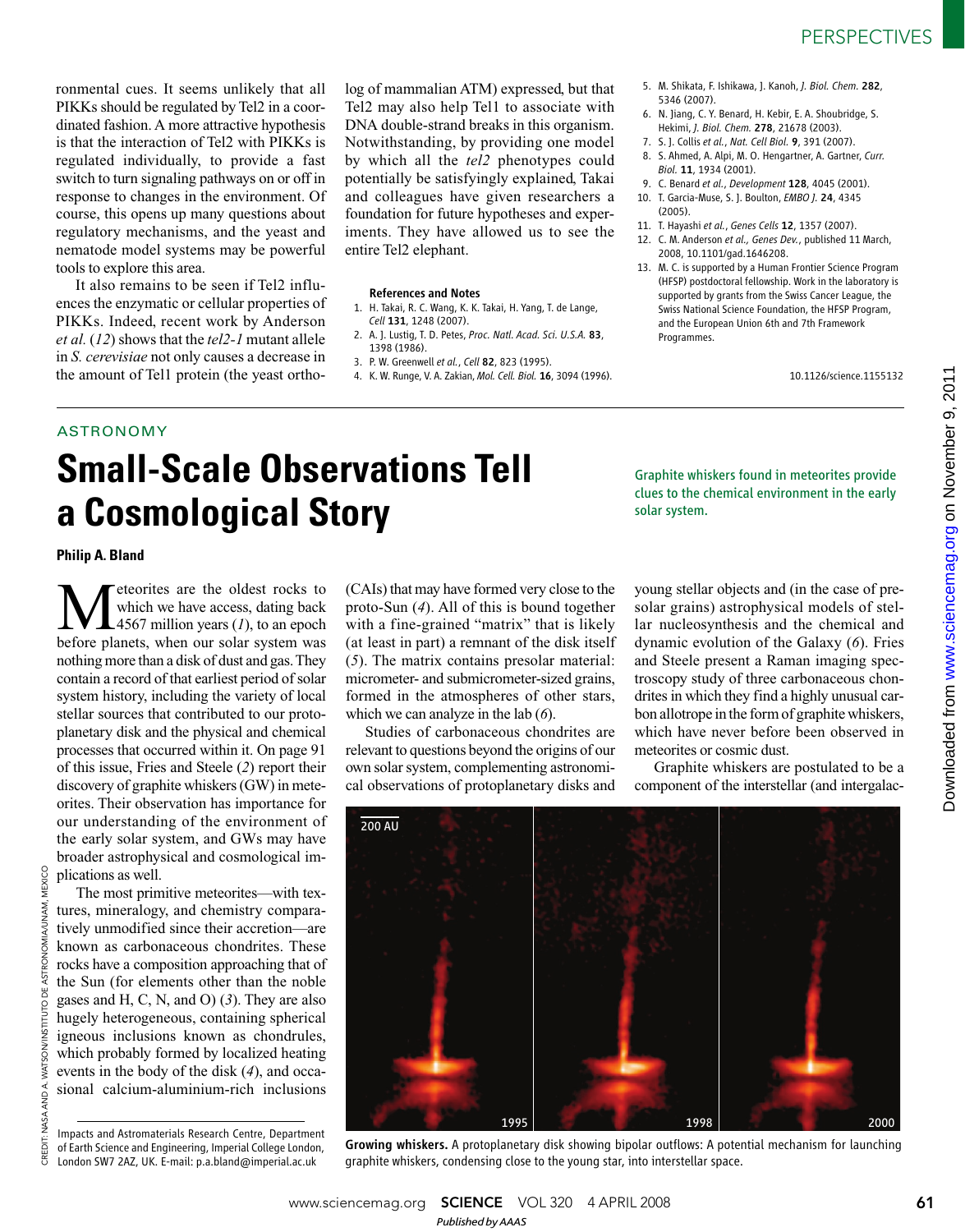ronmental cues. It seems unlikely that all PIKKs should be regulated by Tel2 in a coordinated fashion. A more attractive hypothesis is that the interaction of Tel2 with PIKKs is regulated individually, to provide a fast switch to turn signaling pathways on or off in response to changes in the environment. Of course, this opens up many questions about regulatory mechanisms, and the yeast and nematode model systems may be powerful tools to explore this area.

It also remains to be seen if Tel2 influences the enzymatic or cellular properties of PIKKs. Indeed, recent work by Anderson *et al.* (*12*) shows that the *tel2-1* mutant allele in *S. cerevisiae* not only causes a decrease in the amount of Tel1 protein (the yeast ortholog of mammalian ATM) expressed, but that Tel2 may also help Tel1 to associate with DNA double-strand breaks in this organism. Notwithstanding, by providing one model by which all the *tel2* phenotypes could potentially be satisfyingly explained, Takai and colleagues have given researchers a foundation for future hypotheses and experiments. They have allowed us to see the entire Tel2 elephant.

#### References and Notes

1. H. Takai, R. C. Wang, K. K. Takai, H. Yang, T. de Lange, *Cell* **131**, 1248 (2007).
2. A. J. Lustig, T. D. Petes, *Proc. Natl. Acad. Sci. U.S.A.* **83**, 1398 (1986).
3. P. W. Greenwell *et al.*, *Cell* **82**, 823 (1995).
4. K. W. Runge, V. A. Zakian, *Mol. Cell. Biol.* **16**, 3094 (1996).
5. M. Shikata, F. Ishikawa, J. Kanoh, *J. Biol. Chem.* **282**, 5346 (2007).
6. N. Jiang, C. Y. Benard, H. Kebir, E. A. Shoubridge, S. Hekimi, *J. Biol. Chem.* **278**, 21678 (2003).
7. S. J. Collis *et al.*, *Nat. Cell Biol.* **9**, 391 (2007).
8. S. Ahmed, A. Alpi, M. O. Hengartner, A. Gartner, *Curr. Biol.* **11**, 1934 (2001).
9. C. Benard *et al.*, *Development* **128**, 4045 (2001).
10. T. Garcia-Muse, S. J. Boulton, *EMBO J.* **24**, 4345 (2005).
11. T. Hayashi *et al.*, *Genes Cells* **12**, 1357 (2007).
12. C. M. Anderson *et al.*, *Genes Dev.*, published 11 March, 2008, 10.1101/gad.1646208.
13. M. C. is supported by a Human Frontier Science Program (HFSP) postdoctoral fellowship. Work in the laboratory is supported by grants from the Swiss Cancer League, the Swiss National Science Foundation, the HFSP Program, and the European Union 6th and 7th Framework Programmes.

10.1126/science.1155132

ASTRONOMY

# Small-Scale Observations Tell a Cosmological Story

Graphite whiskers found in meteorites provide clues to the chemical environment in the early solar system.

**Philip A. Bland**

Meteorites are the oldest rocks to which we have access, dating back 4567 million years (*1*), to an epoch before planets, when our solar system was nothing more than a disk of dust and gas. They contain a record of that earliest period of solar system history, including the variety of local stellar sources that contributed to our protoplanetary disk and the physical and chemical processes that occurred within it. On page 91 of this issue, Fries and Steele (*2*) report their discovery of graphite whiskers (GW) in meteorites. Their observation has importance for our understanding of the environment of the early solar system, and GWs may have broader astrophysical and cosmological implications as well.

The most primitive meteorites—with textures, mineralogy, and chemistry comparatively unmodified since their accretion—are known as carbonaceous chondrites. These rocks have a composition approaching that of the Sun (for elements other than the noble gases and H, C, N, and O) (*3*). They are also hugely heterogeneous, containing spherical igneous inclusions known as chondrules, which probably formed by localized heating events in the body of the disk (*4*), and occasional calcium-aluminium-rich inclusions (CAIs) that may have formed very close to the proto-Sun (*4*). All of this is bound together with a fine-grained "matrix" that is likely (at least in part) a remnant of the disk itself (*5*). The matrix contains presolar material: micrometer- and submicrometer-sized grains, formed in the atmospheres of other stars, which we can analyze in the lab (*6*).

Studies of carbonaceous chondrites are relevant to questions beyond the origins of our own solar system, complementing astronomical observations of protoplanetary disks and young stellar objects and (in the case of presolar grains) astrophysical models of stellar nucleosynthesis and the chemical and dynamic evolution of the Galaxy (*6*). Fries and Steele present a Raman imaging spectroscopy study of three carbonaceous chondrites in which they find a highly unusual carbon allotrope in the form of graphite whiskers, which have never before been observed in meteorites or cosmic dust.

Graphite whiskers are postulated to be a component of the interstellar (and intergalac-

200 AU

1995

1998

2000

**Growing whiskers.** A protoplanetary disk showing bipolar outflows: A potential mechanism for launching graphite whiskers, condensing close to the young star, into interstellar space.

CREDIT: NASA AND A. WATSON/INSTITUTO DE ASTRONOMIA/UNAM, MEXICO

Impacts and Astromaterials Research Centre, Department of Earth Science and Engineering, Imperial College London, London SW7 2AZ, UK. E-mail: p.a.bland@imperial.ac.uk